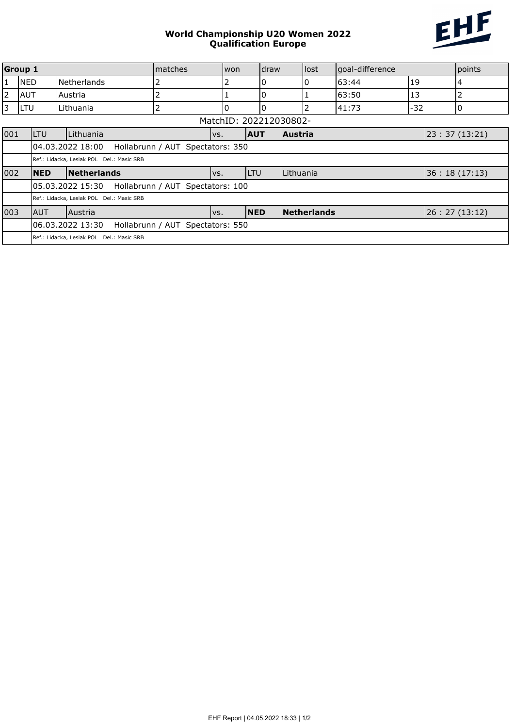# World Championship U20 Women 2022
## Qualification Europe

| Group 1 | | | matches | won | draw | lost | goal-difference | | points |
|---|---|---|---|---|---|---|---|---|---|
| 1 | NED | Netherlands | 2 | 2 | 0 | 0 | 63:44 | 19 | 4 |
| 2 | AUT | Austria | 2 | 1 | 0 | 1 | 63:50 | 13 | 2 |
| 3 | LTU | Lithuania | 2 | 0 | 0 | 2 | 41:73 | -32 | 0 |

MatchID: 202212030802-

| | | | | | | |
|---|---|---|---|---|---|---|
| 001 | LTU | Lithuania | vs. | **AUT** | **Austria** | 23 : 37 (13:21) |
| | 04.03.2022 18:00 Hollabrunn / AUT Spectators: 350 | | | | | |
| | Ref.: Lidacka, Lesiak POL Del.: Masic SRB | | | | | |
| 002 | **NED** | **Netherlands** | vs. | LTU | Lithuania | 36 : 18 (17:13) |
| | 05.03.2022 15:30 Hollabrunn / AUT Spectators: 100 | | | | | |
| | Ref.: Lidacka, Lesiak POL Del.: Masic SRB | | | | | |
| 003 | AUT | Austria | vs. | **NED** | **Netherlands** | 26 : 27 (13:12) |
| | 06.03.2022 13:30 Hollabrunn / AUT Spectators: 550 | | | | | |
| | Ref.: Lidacka, Lesiak POL Del.: Masic SRB | | | | | |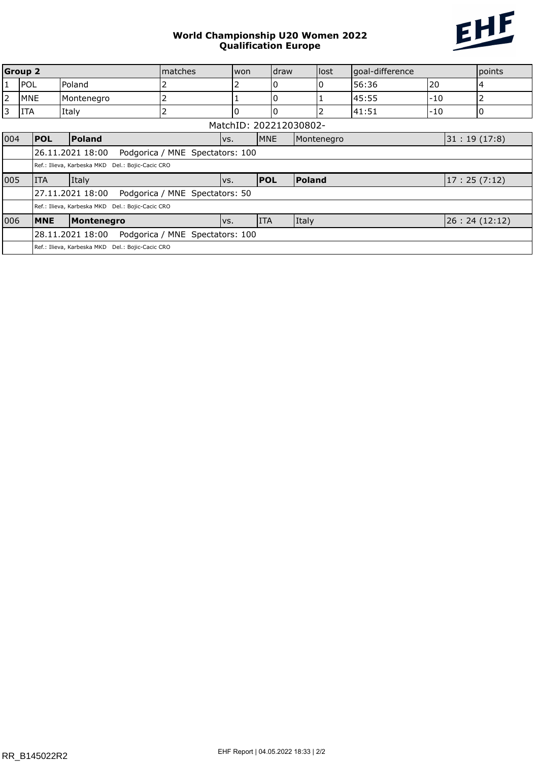**World Championship U20 Women 2022**
**Qualification Europe**

| Group 2 | | | matches | won | draw | lost | goal-difference | | points |
|---|---|---|---|---|---|---|---|---|---|
| 1 | POL | Poland | 2 | 2 | 0 | 0 | 56:36 | 20 | 4 |
| 2 | MNE | Montenegro | 2 | 1 | 0 | 1 | 45:55 | -10 | 2 |
| 3 | ITA | Italy | 2 | 0 | 0 | 2 | 41:51 | -10 | 0 |

MatchID: 202212030802-

| | | | | | | |
|---|---|---|---|---|---|---|
| 004 | **POL** | **Poland** | vs. | MNE | Montenegro | 31 : 19 (17:8) |
| | 26.11.2021 18:00 Podgorica / MNE Spectators: 100 | | | | | |
| | Ref.: Ilieva, Karbeska MKD Del.: Bojic-Cacic CRO | | | | | |
| 005 | ITA | Italy | vs. | **POL** | **Poland** | 17 : 25 (7:12) |
| | 27.11.2021 18:00 Podgorica / MNE Spectators: 50 | | | | | |
| | Ref.: Ilieva, Karbeska MKD Del.: Bojic-Cacic CRO | | | | | |
| 006 | **MNE** | **Montenegro** | vs. | ITA | Italy | 26 : 24 (12:12) |
| | 28.11.2021 18:00 Podgorica / MNE Spectators: 100 | | | | | |
| | Ref.: Ilieva, Karbeska MKD Del.: Bojic-Cacic CRO | | | | | |

RR_B145022R2

EHF Report | 04.05.2022 18:33